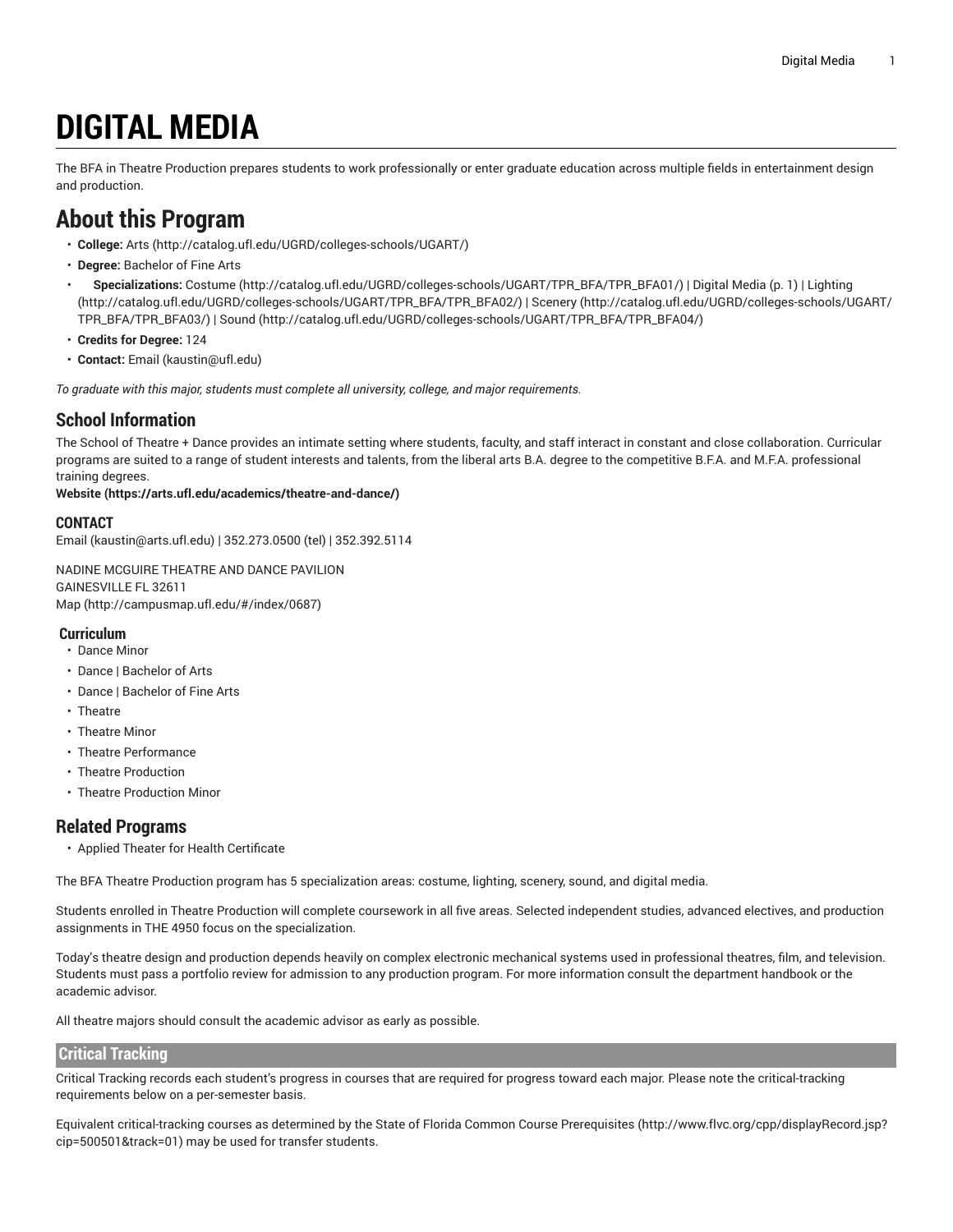# DIGITAL MEDIA

The BFA in Theatre Production prepares students to work professionally or enter graduate education across multiple fields in entertainment design and production.

## About this Program

- **College:** Arts (http://catalog.ufl.edu/UGRD/colleges-schools/UGART/)
- **Degree:** Bachelor of Fine Arts
- **Specializations:** Costume (http://catalog.ufl.edu/UGRD/colleges-schools/UGART/TPR_BFA/TPR_BFA01/) | Digital Media (p. 1) | Lighting (http://catalog.ufl.edu/UGRD/colleges-schools/UGART/TPR_BFA/TPR_BFA02/) | Scenery (http://catalog.ufl.edu/UGRD/colleges-schools/UGART/TPR_BFA/TPR_BFA03/) | Sound (http://catalog.ufl.edu/UGRD/colleges-schools/UGART/TPR_BFA/TPR_BFA04/)
- **Credits for Degree:** 124
- **Contact:** Email (kaustin@ufl.edu)

*To graduate with this major, students must complete all university, college, and major requirements.*

### School Information

The School of Theatre + Dance provides an intimate setting where students, faculty, and staff interact in constant and close collaboration. Curricular programs are suited to a range of student interests and talents, from the liberal arts B.A. degree to the competitive B.F.A. and M.F.A. professional training degrees.
**Website (https://arts.ufl.edu/academics/theatre-and-dance/)**

#### CONTACT

Email (kaustin@arts.ufl.edu) | 352.273.0500 (tel) | 352.392.5114

NADINE MCGUIRE THEATRE AND DANCE PAVILION
GAINESVILLE FL 32611
Map (http://campusmap.ufl.edu/#/index/0687)

#### Curriculum

- Dance Minor
- Dance | Bachelor of Arts
- Dance | Bachelor of Fine Arts
- Theatre
- Theatre Minor
- Theatre Performance
- Theatre Production
- Theatre Production Minor

### Related Programs

- Applied Theater for Health Certificate

The BFA Theatre Production program has 5 specialization areas: costume, lighting, scenery, sound, and digital media.

Students enrolled in Theatre Production will complete coursework in all five areas. Selected independent studies, advanced electives, and production assignments in THE 4950 focus on the specialization.

Today's theatre design and production depends heavily on complex electronic mechanical systems used in professional theatres, film, and television. Students must pass a portfolio review for admission to any production program. For more information consult the department handbook or the academic advisor.

All theatre majors should consult the academic advisor as early as possible.

### Critical Tracking

Critical Tracking records each student's progress in courses that are required for progress toward each major. Please note the critical-tracking requirements below on a per-semester basis.

Equivalent critical-tracking courses as determined by the State of Florida Common Course Prerequisites (http://www.flvc.org/cpp/displayRecord.jsp?cip=500501&track=01) may be used for transfer students.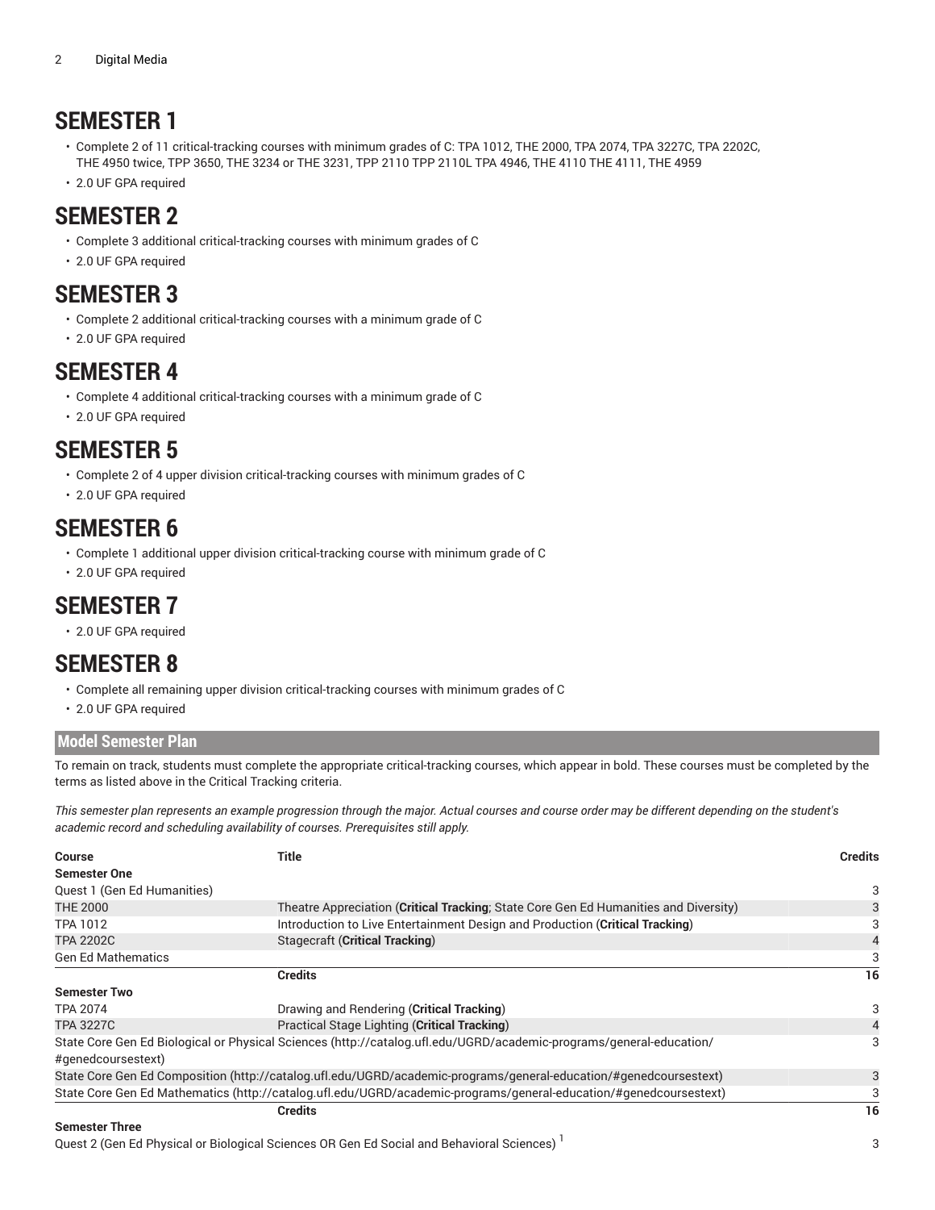# SEMESTER 1

- Complete 2 of 11 critical-tracking courses with minimum grades of C: TPA 1012, THE 2000, TPA 2074, TPA 3227C, TPA 2202C, THE 4950 twice, TPP 3650, THE 3234 or THE 3231, TPP 2110 TPP 2110L TPA 4946, THE 4110 THE 4111, THE 4959
- 2.0 UF GPA required

# SEMESTER 2

- Complete 3 additional critical-tracking courses with minimum grades of C
- 2.0 UF GPA required

# SEMESTER 3

- Complete 2 additional critical-tracking courses with a minimum grade of C
- 2.0 UF GPA required

# SEMESTER 4

- Complete 4 additional critical-tracking courses with a minimum grade of C
- 2.0 UF GPA required

# SEMESTER 5

- Complete 2 of 4 upper division critical-tracking courses with minimum grades of C
- 2.0 UF GPA required

# SEMESTER 6

- Complete 1 additional upper division critical-tracking course with minimum grade of C
- 2.0 UF GPA required

# SEMESTER 7

- 2.0 UF GPA required

# SEMESTER 8

- Complete all remaining upper division critical-tracking courses with minimum grades of C
- 2.0 UF GPA required

## Model Semester Plan

To remain on track, students must complete the appropriate critical-tracking courses, which appear in bold. These courses must be completed by the terms as listed above in the Critical Tracking criteria.

*This semester plan represents an example progression through the major. Actual courses and course order may be different depending on the student's academic record and scheduling availability of courses. Prerequisites still apply.*

| Course | Title | Credits |
|---|---|---|
| **Semester One** | | |
| Quest 1 (Gen Ed Humanities) | | 3 |
| THE 2000 | Theatre Appreciation (**Critical Tracking**; State Core Gen Ed Humanities and Diversity) | 3 |
| TPA 1012 | Introduction to Live Entertainment Design and Production (**Critical Tracking**) | 3 |
| TPA 2202C | Stagecraft (**Critical Tracking**) | 4 |
| Gen Ed Mathematics | | 3 |
| | **Credits** | **16** |
| **Semester Two** | | |
| TPA 2074 | Drawing and Rendering (**Critical Tracking**) | 3 |
| TPA 3227C | Practical Stage Lighting (**Critical Tracking**) | 4 |
| State Core Gen Ed Biological or Physical Sciences (http://catalog.ufl.edu/UGRD/academic-programs/general-education/#genedcoursestext) | | 3 |
| State Core Gen Ed Composition (http://catalog.ufl.edu/UGRD/academic-programs/general-education/#genedcoursestext) | | 3 |
| State Core Gen Ed Mathematics (http://catalog.ufl.edu/UGRD/academic-programs/general-education/#genedcoursestext) | | 3 |
| | **Credits** | **16** |
| **Semester Three** | | |
| Quest 2 (Gen Ed Physical or Biological Sciences OR Gen Ed Social and Behavioral Sciences) [1] | | 3 |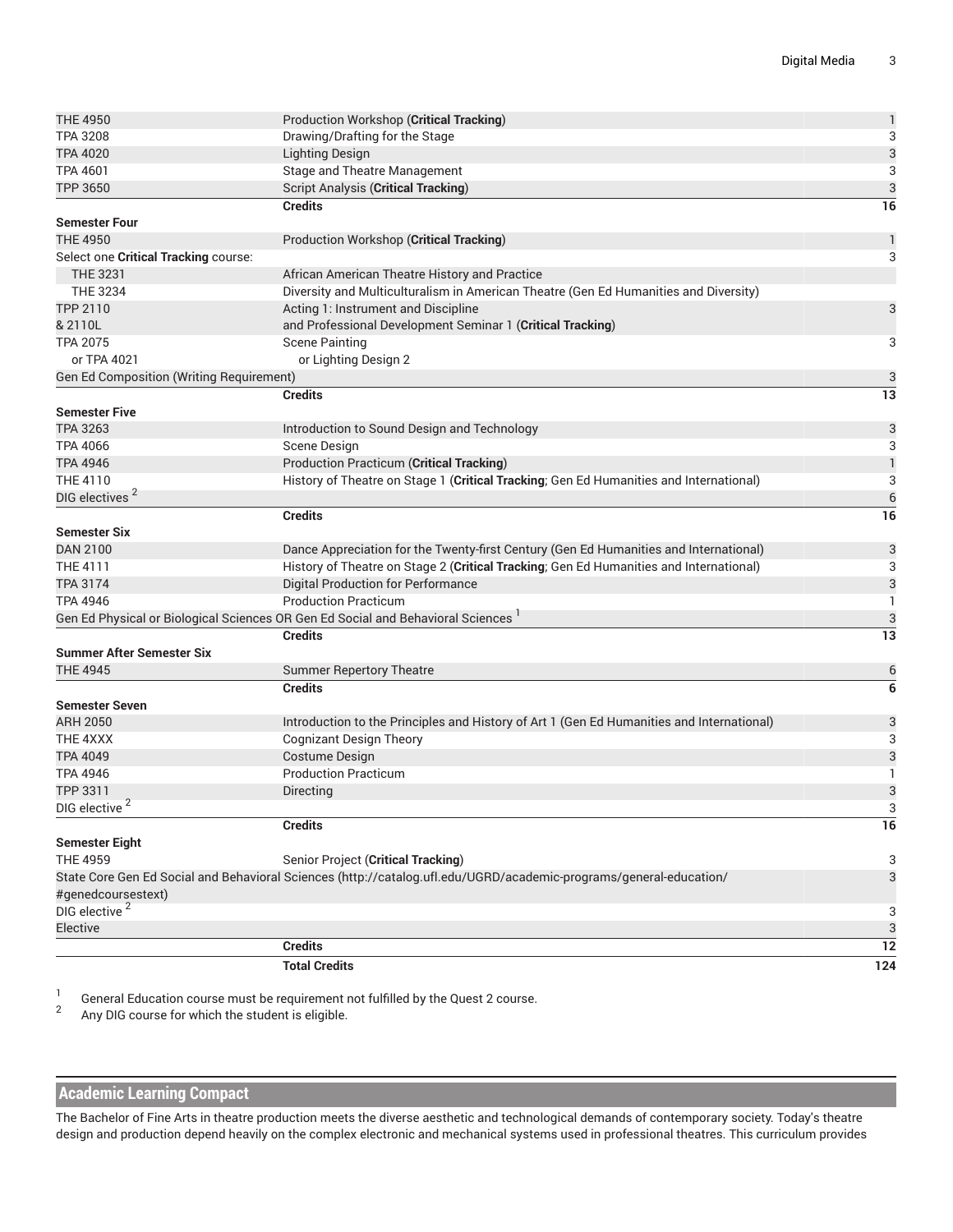| | | |
|---|---|---|
| THE 4950 | Production Workshop (**Critical Tracking**) | 1 |
| TPA 3208 | Drawing/Drafting for the Stage | 3 |
| TPA 4020 | Lighting Design | 3 |
| TPA 4601 | Stage and Theatre Management | 3 |
| TPP 3650 | Script Analysis (**Critical Tracking**) | 3 |
| | **Credits** | **16** |
| **Semester Four** | | |
| THE 4950 | Production Workshop (**Critical Tracking**) | 1 |
| Select one **Critical Tracking** course: | | 3 |
| THE 3231 | African American Theatre History and Practice | |
| THE 3234 | Diversity and Multiculturalism in American Theatre (Gen Ed Humanities and Diversity) | |
| TPP 2110 & 2110L | Acting 1: Instrument and Discipline and Professional Development Seminar 1 (**Critical Tracking**) | 3 |
| TPA 2075 or TPA 4021 | Scene Painting or Lighting Design 2 | 3 |
| Gen Ed Composition (Writing Requirement) | | 3 |
| | **Credits** | **13** |
| **Semester Five** | | |
| TPA 3263 | Introduction to Sound Design and Technology | 3 |
| TPA 4066 | Scene Design | 3 |
| TPA 4946 | Production Practicum (**Critical Tracking**) | 1 |
| THE 4110 | History of Theatre on Stage 1 (**Critical Tracking**; Gen Ed Humanities and International) | 3 |
| DIG electives [2] | | 6 |
| | **Credits** | **16** |
| **Semester Six** | | |
| DAN 2100 | Dance Appreciation for the Twenty-first Century (Gen Ed Humanities and International) | 3 |
| THE 4111 | History of Theatre on Stage 2 (**Critical Tracking**; Gen Ed Humanities and International) | 3 |
| TPA 3174 | Digital Production for Performance | 3 |
| TPA 4946 | Production Practicum | 1 |
| Gen Ed Physical or Biological Sciences OR Gen Ed Social and Behavioral Sciences [1] | | 3 |
| | **Credits** | **13** |
| **Summer After Semester Six** | | |
| THE 4945 | Summer Repertory Theatre | 6 |
| | **Credits** | **6** |
| **Semester Seven** | | |
| ARH 2050 | Introduction to the Principles and History of Art 1 (Gen Ed Humanities and International) | 3 |
| THE 4XXX | Cognizant Design Theory | 3 |
| TPA 4049 | Costume Design | 3 |
| TPA 4946 | Production Practicum | 1 |
| TPP 3311 | Directing | 3 |
| DIG elective [2] | | 3 |
| | **Credits** | **16** |
| **Semester Eight** | | |
| THE 4959 | Senior Project (**Critical Tracking**) | 3 |
| State Core Gen Ed Social and Behavioral Sciences (http://catalog.ufl.edu/UGRD/academic-programs/general-education/#genedcoursestext) | | 3 |
| DIG elective [2] | | 3 |
| Elective | | 3 |
| | **Credits** | **12** |
| | **Total Credits** | **124** |

1. General Education course must be requirement not fulfilled by the Quest 2 course.
2. Any DIG course for which the student is eligible.

## Academic Learning Compact

The Bachelor of Fine Arts in theatre production meets the diverse aesthetic and technological demands of contemporary society. Today's theatre design and production depend heavily on the complex electronic and mechanical systems used in professional theatres. This curriculum provides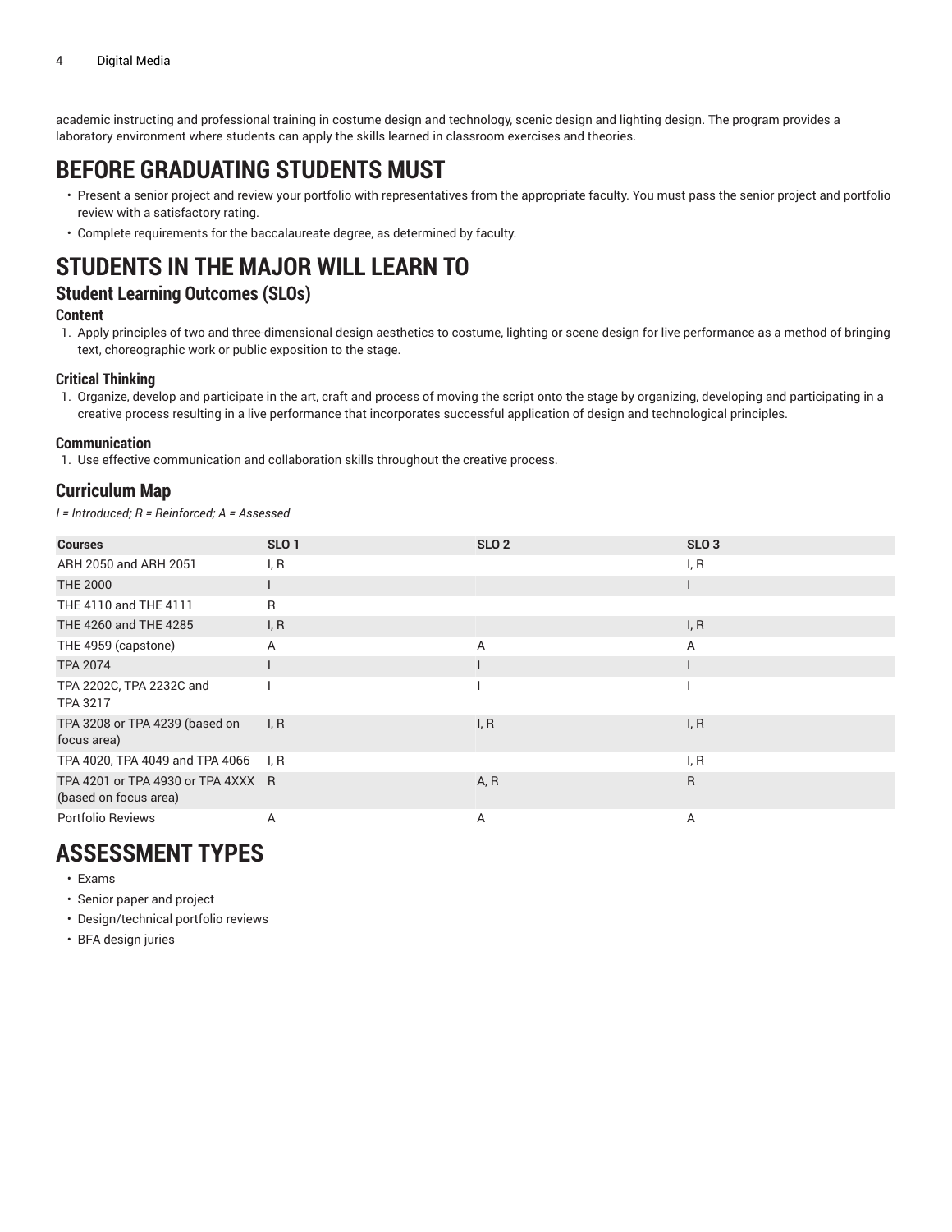academic instructing and professional training in costume design and technology, scenic design and lighting design. The program provides a laboratory environment where students can apply the skills learned in classroom exercises and theories.

# BEFORE GRADUATING STUDENTS MUST

- Present a senior project and review your portfolio with representatives from the appropriate faculty. You must pass the senior project and portfolio review with a satisfactory rating.
- Complete requirements for the baccalaureate degree, as determined by faculty.

# STUDENTS IN THE MAJOR WILL LEARN TO

## Student Learning Outcomes (SLOs)

### Content

1. Apply principles of two and three-dimensional design aesthetics to costume, lighting or scene design for live performance as a method of bringing text, choreographic work or public exposition to the stage.

### Critical Thinking

1. Organize, develop and participate in the art, craft and process of moving the script onto the stage by organizing, developing and participating in a creative process resulting in a live performance that incorporates successful application of design and technological principles.

### Communication

1. Use effective communication and collaboration skills throughout the creative process.

## Curriculum Map

*I = Introduced; R = Reinforced; A = Assessed*

| Courses | SLO 1 | SLO 2 | SLO 3 |
|---|---|---|---|
| ARH 2050 and ARH 2051 | I, R | | I, R |
| THE 2000 | I | | I |
| THE 4110 and THE 4111 | R | | |
| THE 4260 and THE 4285 | I, R | | I, R |
| THE 4959 (capstone) | A | A | A |
| TPA 2074 | I | I | I |
| TPA 2202C, TPA 2232C and TPA 3217 | I | I | I |
| TPA 3208 or TPA 4239 (based on focus area) | I, R | I, R | I, R |
| TPA 4020, TPA 4049 and TPA 4066 | I, R | | I, R |
| TPA 4201 or TPA 4930 or TPA 4XXX (based on focus area) | R | A, R | R |
| Portfolio Reviews | A | A | A |

# ASSESSMENT TYPES

- Exams
- Senior paper and project
- Design/technical portfolio reviews
- BFA design juries